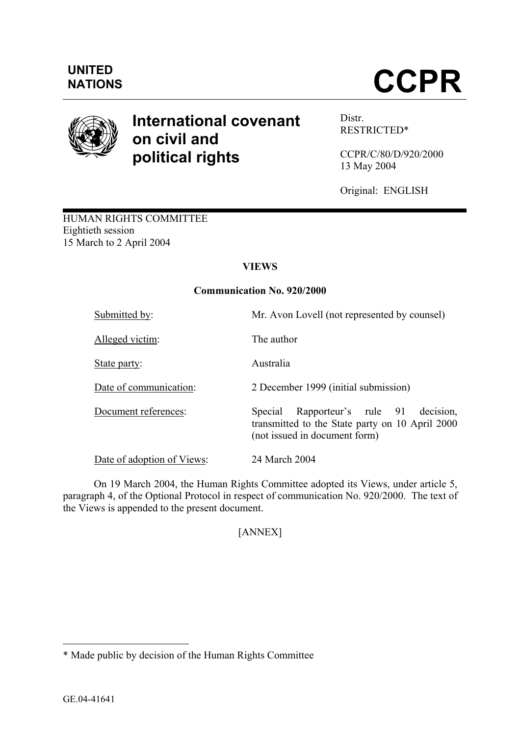**UNITED NATIONS**

# CCPR

## International covenant on civil and political rights

Distr.
RESTRICTED*

CCPR/C/80/D/920/2000
13 May 2004

Original: ENGLISH

HUMAN RIGHTS COMMITTEE
Eightieth session
15 March to 2 April 2004

### VIEWS

### Communication No. 920/2000

| | |
|---|---|
| Submitted by: | Mr. Avon Lovell (not represented by counsel) |
| Alleged victim: | The author |
| State party: | Australia |
| Date of communication: | 2 December 1999 (initial submission) |
| Document references: | Special Rapporteur's rule 91 decision, transmitted to the State party on 10 April 2000 (not issued in document form) |
| Date of adoption of Views: | 24 March 2004 |

On 19 March 2004, the Human Rights Committee adopted its Views, under article 5, paragraph 4, of the Optional Protocol in respect of communication No. 920/2000. The text of the Views is appended to the present document.

[ANNEX]

---

\* Made public by decision of the Human Rights Committee

GE.04-41641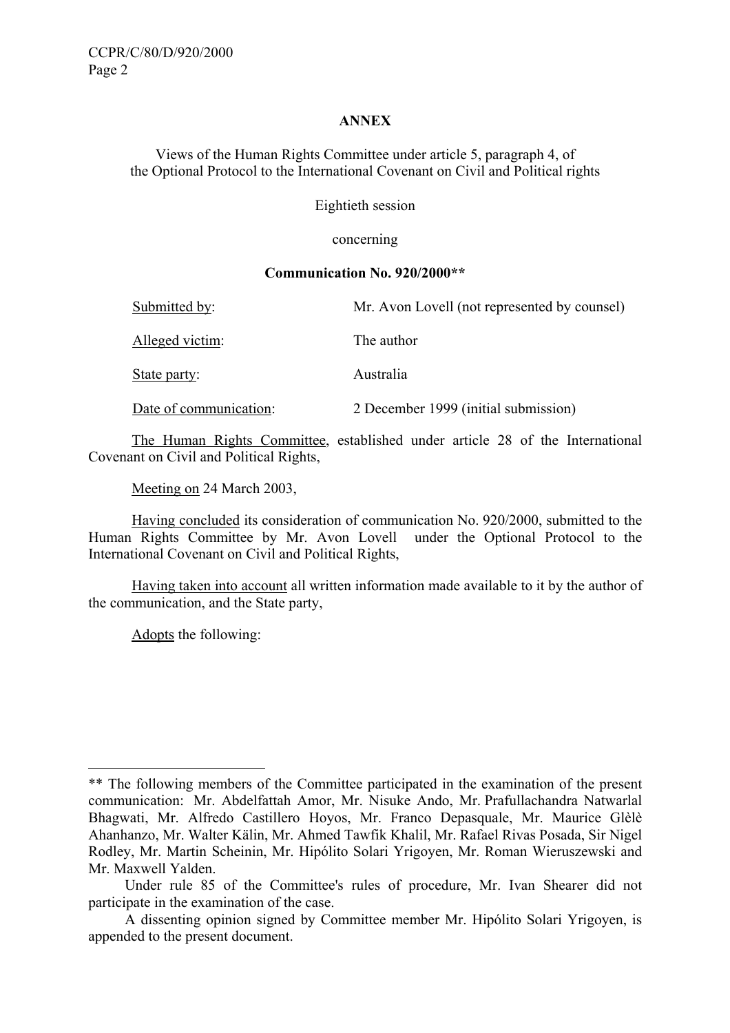**ANNEX**

Views of the Human Rights Committee under article 5, paragraph 4, of the Optional Protocol to the International Covenant on Civil and Political rights

Eightieth session

concerning

**Communication No. 920/2000****

| | |
|---|---|
| Submitted by: | Mr. Avon Lovell (not represented by counsel) |
| Alleged victim: | The author |
| State party: | Australia |
| Date of communication: | 2 December 1999 (initial submission) |

The Human Rights Committee, established under article 28 of the International Covenant on Civil and Political Rights,

Meeting on 24 March 2003,

Having concluded its consideration of communication No. 920/2000, submitted to the Human Rights Committee by Mr. Avon Lovell under the Optional Protocol to the International Covenant on Civil and Political Rights,

Having taken into account all written information made available to it by the author of the communication, and the State party,

Adopts the following:

---

** The following members of the Committee participated in the examination of the present communication: Mr. Abdelfattah Amor, Mr. Nisuke Ando, Mr. Prafullachandra Natwarlal Bhagwati, Mr. Alfredo Castillero Hoyos, Mr. Franco Depasquale, Mr. Maurice Glèlè Ahanhanzo, Mr. Walter Kälin, Mr. Ahmed Tawfik Khalil, Mr. Rafael Rivas Posada, Sir Nigel Rodley, Mr. Martin Scheinin, Mr. Hipólito Solari Yrigoyen, Mr. Roman Wieruszewski and Mr. Maxwell Yalden.

Under rule 85 of the Committee's rules of procedure, Mr. Ivan Shearer did not participate in the examination of the case.

A dissenting opinion signed by Committee member Mr. Hipólito Solari Yrigoyen, is appended to the present document.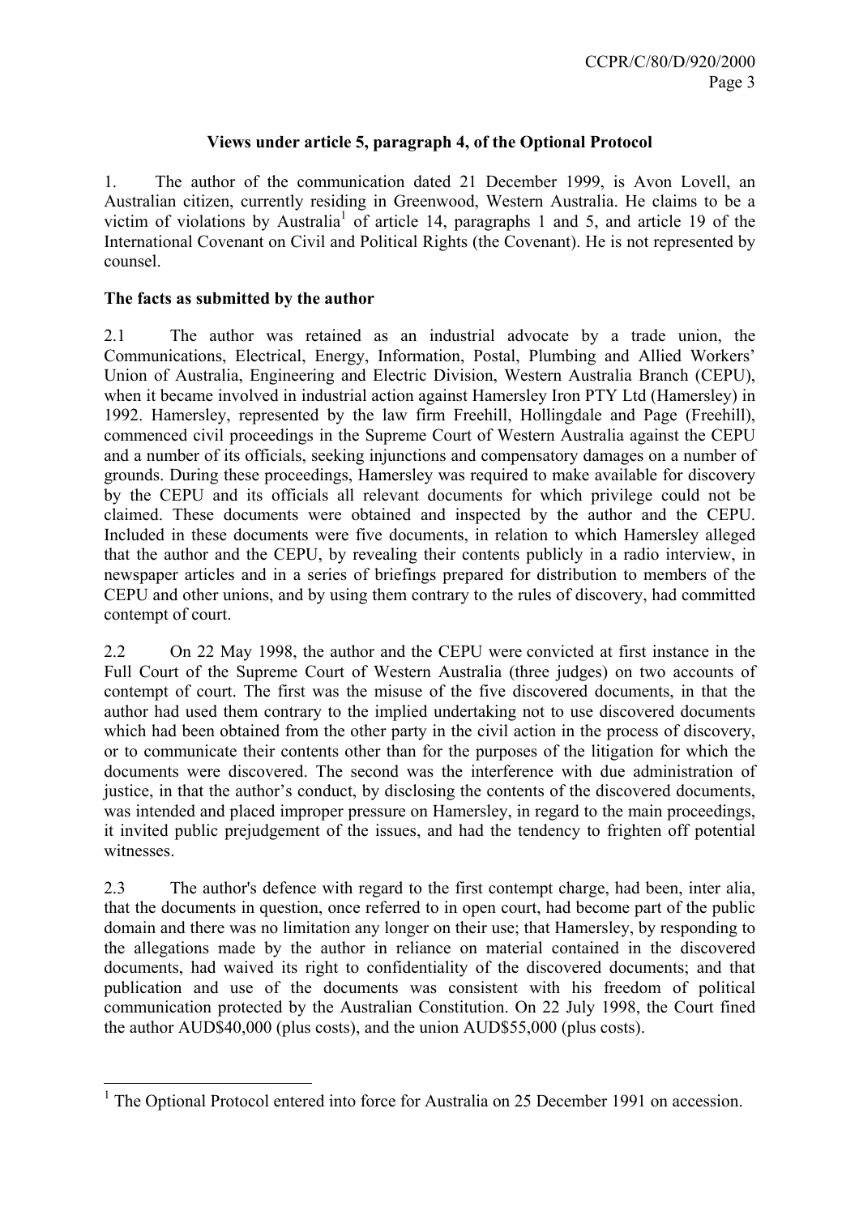### Views under article 5, paragraph 4, of the Optional Protocol

1. The author of the communication dated 21 December 1999, is Avon Lovell, an Australian citizen, currently residing in Greenwood, Western Australia. He claims to be a victim of violations by Australia[1] of article 14, paragraphs 1 and 5, and article 19 of the International Covenant on Civil and Political Rights (the Covenant). He is not represented by counsel.

### The facts as submitted by the author

2.1 The author was retained as an industrial advocate by a trade union, the Communications, Electrical, Energy, Information, Postal, Plumbing and Allied Workers' Union of Australia, Engineering and Electric Division, Western Australia Branch (CEPU), when it became involved in industrial action against Hamersley Iron PTY Ltd (Hamersley) in 1992. Hamersley, represented by the law firm Freehill, Hollingdale and Page (Freehill), commenced civil proceedings in the Supreme Court of Western Australia against the CEPU and a number of its officials, seeking injunctions and compensatory damages on a number of grounds. During these proceedings, Hamersley was required to make available for discovery by the CEPU and its officials all relevant documents for which privilege could not be claimed. These documents were obtained and inspected by the author and the CEPU. Included in these documents were five documents, in relation to which Hamersley alleged that the author and the CEPU, by revealing their contents publicly in a radio interview, in newspaper articles and in a series of briefings prepared for distribution to members of the CEPU and other unions, and by using them contrary to the rules of discovery, had committed contempt of court.

2.2 On 22 May 1998, the author and the CEPU were convicted at first instance in the Full Court of the Supreme Court of Western Australia (three judges) on two accounts of contempt of court. The first was the misuse of the five discovered documents, in that the author had used them contrary to the implied undertaking not to use discovered documents which had been obtained from the other party in the civil action in the process of discovery, or to communicate their contents other than for the purposes of the litigation for which the documents were discovered. The second was the interference with due administration of justice, in that the author's conduct, by disclosing the contents of the discovered documents, was intended and placed improper pressure on Hamersley, in regard to the main proceedings, it invited public prejudgement of the issues, and had the tendency to frighten off potential witnesses.

2.3 The author's defence with regard to the first contempt charge, had been, inter alia, that the documents in question, once referred to in open court, had become part of the public domain and there was no limitation any longer on their use; that Hamersley, by responding to the allegations made by the author in reliance on material contained in the discovered documents, had waived its right to confidentiality of the discovered documents; and that publication and use of the documents was consistent with his freedom of political communication protected by the Australian Constitution. On 22 July 1998, the Court fined the author AUD$40,000 (plus costs), and the union AUD$55,000 (plus costs).

---

[1] The Optional Protocol entered into force for Australia on 25 December 1991 on accession.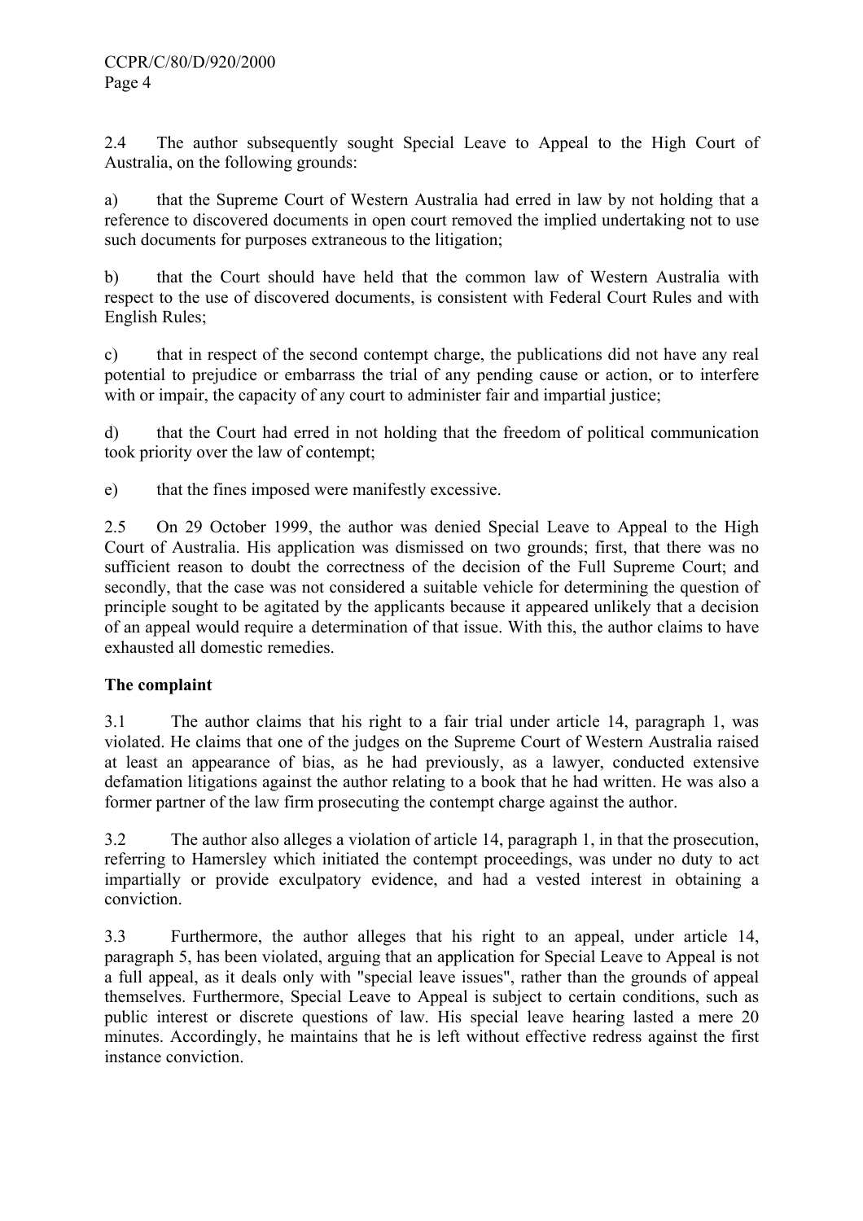2.4 The author subsequently sought Special Leave to Appeal to the High Court of Australia, on the following grounds:

a) that the Supreme Court of Western Australia had erred in law by not holding that a reference to discovered documents in open court removed the implied undertaking not to use such documents for purposes extraneous to the litigation;

b) that the Court should have held that the common law of Western Australia with respect to the use of discovered documents, is consistent with Federal Court Rules and with English Rules;

c) that in respect of the second contempt charge, the publications did not have any real potential to prejudice or embarrass the trial of any pending cause or action, or to interfere with or impair, the capacity of any court to administer fair and impartial justice;

d) that the Court had erred in not holding that the freedom of political communication took priority over the law of contempt;

e) that the fines imposed were manifestly excessive.

2.5 On 29 October 1999, the author was denied Special Leave to Appeal to the High Court of Australia. His application was dismissed on two grounds; first, that there was no sufficient reason to doubt the correctness of the decision of the Full Supreme Court; and secondly, that the case was not considered a suitable vehicle for determining the question of principle sought to be agitated by the applicants because it appeared unlikely that a decision of an appeal would require a determination of that issue. With this, the author claims to have exhausted all domestic remedies.

**The complaint**

3.1 The author claims that his right to a fair trial under article 14, paragraph 1, was violated. He claims that one of the judges on the Supreme Court of Western Australia raised at least an appearance of bias, as he had previously, as a lawyer, conducted extensive defamation litigations against the author relating to a book that he had written. He was also a former partner of the law firm prosecuting the contempt charge against the author.

3.2 The author also alleges a violation of article 14, paragraph 1, in that the prosecution, referring to Hamersley which initiated the contempt proceedings, was under no duty to act impartially or provide exculpatory evidence, and had a vested interest in obtaining a conviction.

3.3 Furthermore, the author alleges that his right to an appeal, under article 14, paragraph 5, has been violated, arguing that an application for Special Leave to Appeal is not a full appeal, as it deals only with "special leave issues", rather than the grounds of appeal themselves. Furthermore, Special Leave to Appeal is subject to certain conditions, such as public interest or discrete questions of law. His special leave hearing lasted a mere 20 minutes. Accordingly, he maintains that he is left without effective redress against the first instance conviction.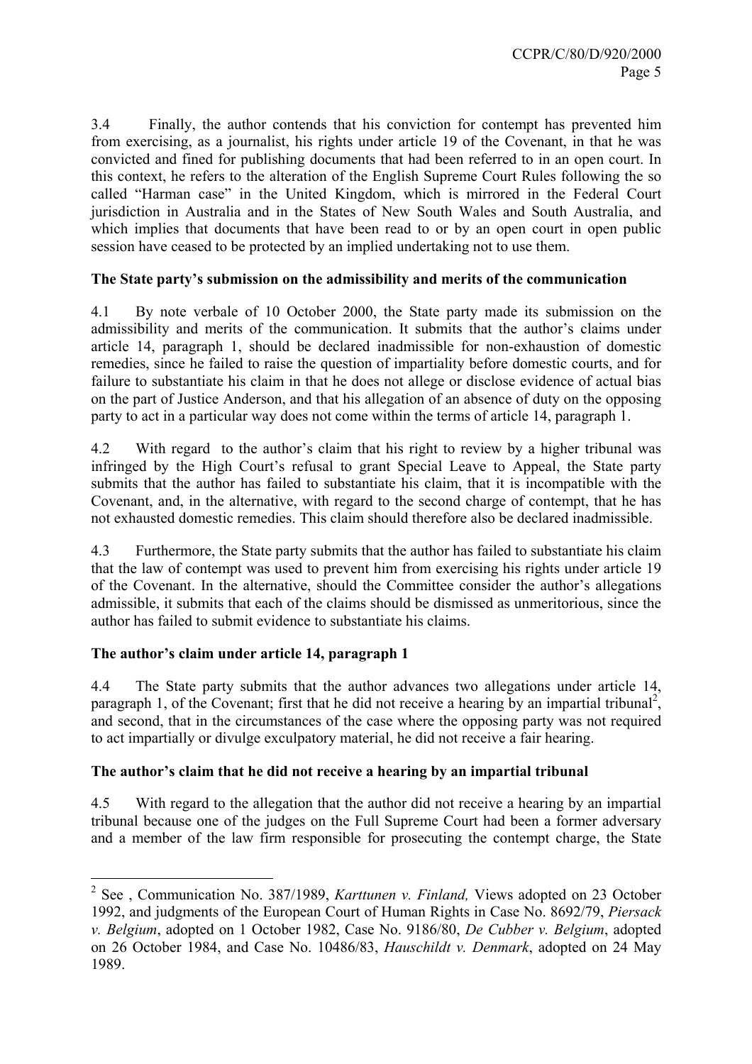3.4 Finally, the author contends that his conviction for contempt has prevented him from exercising, as a journalist, his rights under article 19 of the Covenant, in that he was convicted and fined for publishing documents that had been referred to in an open court. In this context, he refers to the alteration of the English Supreme Court Rules following the so called "Harman case" in the United Kingdom, which is mirrored in the Federal Court jurisdiction in Australia and in the States of New South Wales and South Australia, and which implies that documents that have been read to or by an open court in open public session have ceased to be protected by an implied undertaking not to use them.

**The State party's submission on the admissibility and merits of the communication**

4.1 By note verbale of 10 October 2000, the State party made its submission on the admissibility and merits of the communication. It submits that the author's claims under article 14, paragraph 1, should be declared inadmissible for non-exhaustion of domestic remedies, since he failed to raise the question of impartiality before domestic courts, and for failure to substantiate his claim in that he does not allege or disclose evidence of actual bias on the part of Justice Anderson, and that his allegation of an absence of duty on the opposing party to act in a particular way does not come within the terms of article 14, paragraph 1.

4.2 With regard to the author's claim that his right to review by a higher tribunal was infringed by the High Court's refusal to grant Special Leave to Appeal, the State party submits that the author has failed to substantiate his claim, that it is incompatible with the Covenant, and, in the alternative, with regard to the second charge of contempt, that he has not exhausted domestic remedies. This claim should therefore also be declared inadmissible.

4.3 Furthermore, the State party submits that the author has failed to substantiate his claim that the law of contempt was used to prevent him from exercising his rights under article 19 of the Covenant. In the alternative, should the Committee consider the author's allegations admissible, it submits that each of the claims should be dismissed as unmeritorious, since the author has failed to submit evidence to substantiate his claims.

**The author's claim under article 14, paragraph 1**

4.4 The State party submits that the author advances two allegations under article 14, paragraph 1, of the Covenant; first that he did not receive a hearing by an impartial tribunal[2], and second, that in the circumstances of the case where the opposing party was not required to act impartially or divulge exculpatory material, he did not receive a fair hearing.

**The author's claim that he did not receive a hearing by an impartial tribunal**

4.5 With regard to the allegation that the author did not receive a hearing by an impartial tribunal because one of the judges on the Full Supreme Court had been a former adversary and a member of the law firm responsible for prosecuting the contempt charge, the State

---

[2] See , Communication No. 387/1989, *Karttunen v. Finland,* Views adopted on 23 October 1992, and judgments of the European Court of Human Rights in Case No. 8692/79, *Piersack v. Belgium*, adopted on 1 October 1982, Case No. 9186/80, *De Cubber v. Belgium*, adopted on 26 October 1984, and Case No. 10486/83, *Hauschildt v. Denmark*, adopted on 24 May 1989.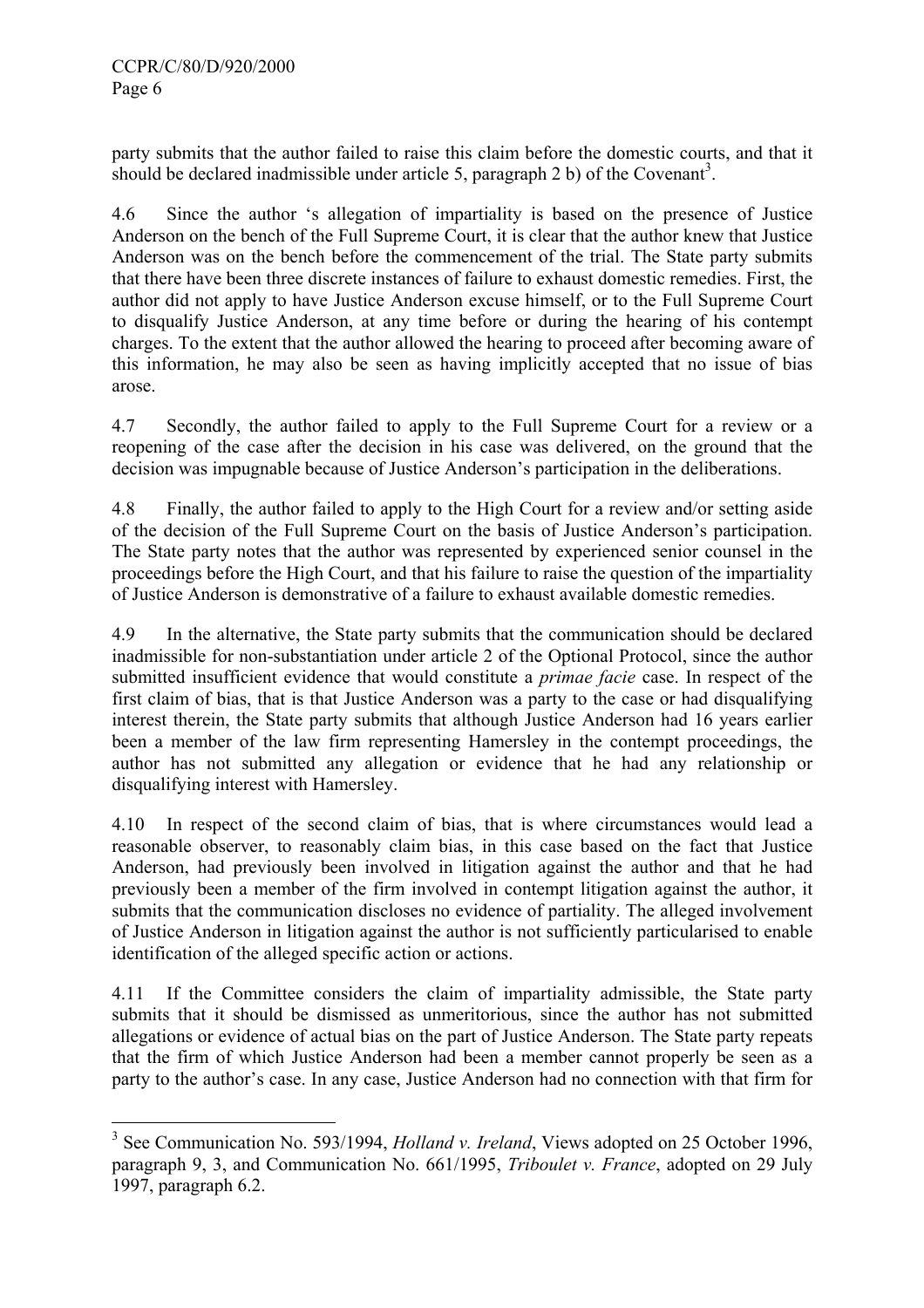party submits that the author failed to raise this claim before the domestic courts, and that it should be declared inadmissible under article 5, paragraph 2 b) of the Covenant[3].

4.6 Since the author 's allegation of impartiality is based on the presence of Justice Anderson on the bench of the Full Supreme Court, it is clear that the author knew that Justice Anderson was on the bench before the commencement of the trial. The State party submits that there have been three discrete instances of failure to exhaust domestic remedies. First, the author did not apply to have Justice Anderson excuse himself, or to the Full Supreme Court to disqualify Justice Anderson, at any time before or during the hearing of his contempt charges. To the extent that the author allowed the hearing to proceed after becoming aware of this information, he may also be seen as having implicitly accepted that no issue of bias arose.

4.7 Secondly, the author failed to apply to the Full Supreme Court for a review or a reopening of the case after the decision in his case was delivered, on the ground that the decision was impugnable because of Justice Anderson's participation in the deliberations.

4.8 Finally, the author failed to apply to the High Court for a review and/or setting aside of the decision of the Full Supreme Court on the basis of Justice Anderson's participation. The State party notes that the author was represented by experienced senior counsel in the proceedings before the High Court, and that his failure to raise the question of the impartiality of Justice Anderson is demonstrative of a failure to exhaust available domestic remedies.

4.9 In the alternative, the State party submits that the communication should be declared inadmissible for non-substantiation under article 2 of the Optional Protocol, since the author submitted insufficient evidence that would constitute a *primae facie* case. In respect of the first claim of bias, that is that Justice Anderson was a party to the case or had disqualifying interest therein, the State party submits that although Justice Anderson had 16 years earlier been a member of the law firm representing Hamersley in the contempt proceedings, the author has not submitted any allegation or evidence that he had any relationship or disqualifying interest with Hamersley.

4.10 In respect of the second claim of bias, that is where circumstances would lead a reasonable observer, to reasonably claim bias, in this case based on the fact that Justice Anderson, had previously been involved in litigation against the author and that he had previously been a member of the firm involved in contempt litigation against the author, it submits that the communication discloses no evidence of partiality. The alleged involvement of Justice Anderson in litigation against the author is not sufficiently particularised to enable identification of the alleged specific action or actions.

4.11 If the Committee considers the claim of impartiality admissible, the State party submits that it should be dismissed as unmeritorious, since the author has not submitted allegations or evidence of actual bias on the part of Justice Anderson. The State party repeats that the firm of which Justice Anderson had been a member cannot properly be seen as a party to the author's case. In any case, Justice Anderson had no connection with that firm for

---

[3] See Communication No. 593/1994, *Holland v. Ireland*, Views adopted on 25 October 1996, paragraph 9, 3, and Communication No. 661/1995, *Triboulet v. France*, adopted on 29 July 1997, paragraph 6.2.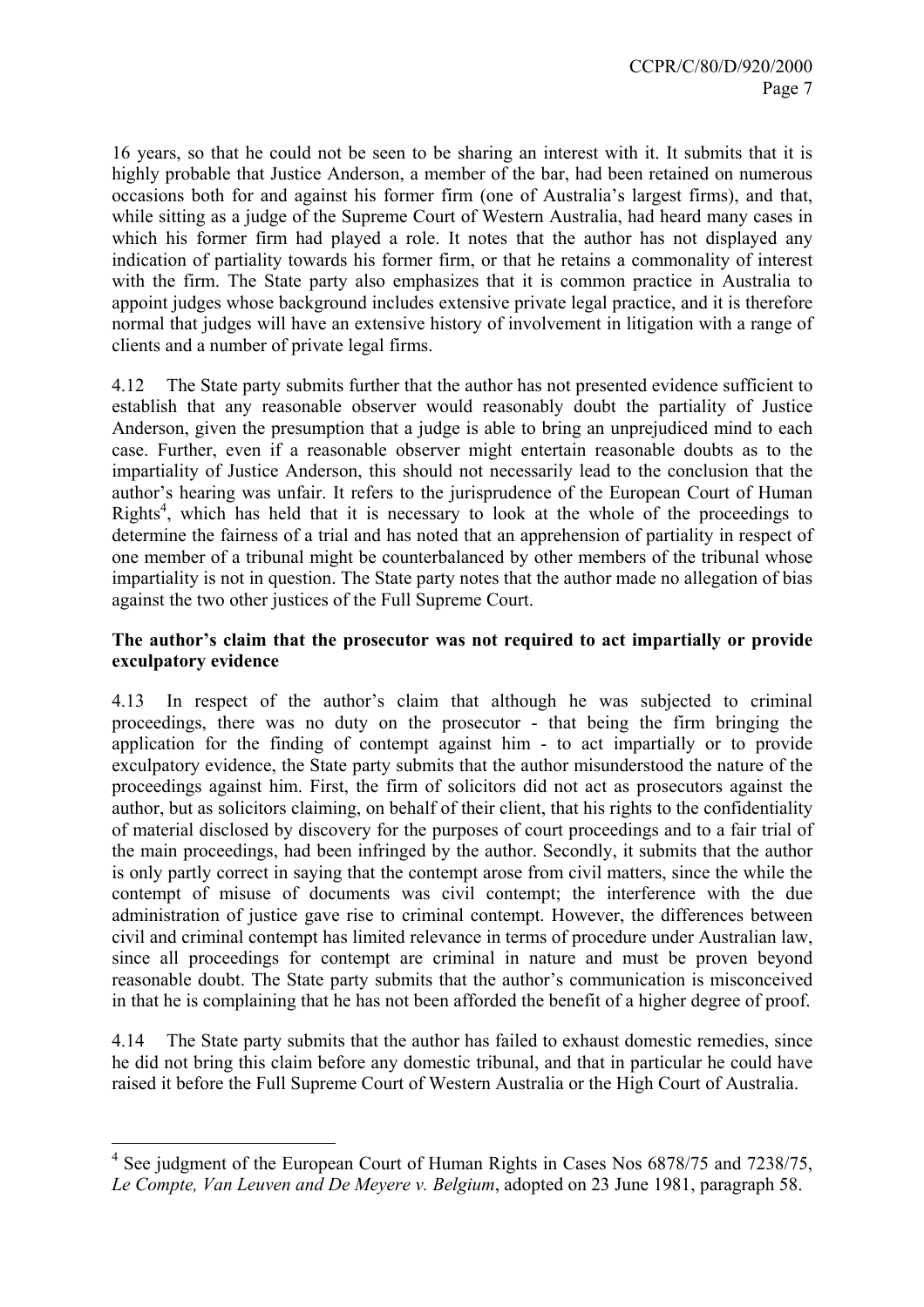16 years, so that he could not be seen to be sharing an interest with it. It submits that it is highly probable that Justice Anderson, a member of the bar, had been retained on numerous occasions both for and against his former firm (one of Australia's largest firms), and that, while sitting as a judge of the Supreme Court of Western Australia, had heard many cases in which his former firm had played a role. It notes that the author has not displayed any indication of partiality towards his former firm, or that he retains a commonality of interest with the firm. The State party also emphasizes that it is common practice in Australia to appoint judges whose background includes extensive private legal practice, and it is therefore normal that judges will have an extensive history of involvement in litigation with a range of clients and a number of private legal firms.

4.12 The State party submits further that the author has not presented evidence sufficient to establish that any reasonable observer would reasonably doubt the partiality of Justice Anderson, given the presumption that a judge is able to bring an unprejudiced mind to each case. Further, even if a reasonable observer might entertain reasonable doubts as to the impartiality of Justice Anderson, this should not necessarily lead to the conclusion that the author's hearing was unfair. It refers to the jurisprudence of the European Court of Human Rights[4], which has held that it is necessary to look at the whole of the proceedings to determine the fairness of a trial and has noted that an apprehension of partiality in respect of one member of a tribunal might be counterbalanced by other members of the tribunal whose impartiality is not in question. The State party notes that the author made no allegation of bias against the two other justices of the Full Supreme Court.

**The author's claim that the prosecutor was not required to act impartially or provide exculpatory evidence**

4.13 In respect of the author's claim that although he was subjected to criminal proceedings, there was no duty on the prosecutor - that being the firm bringing the application for the finding of contempt against him - to act impartially or to provide exculpatory evidence, the State party submits that the author misunderstood the nature of the proceedings against him. First, the firm of solicitors did not act as prosecutors against the author, but as solicitors claiming, on behalf of their client, that his rights to the confidentiality of material disclosed by discovery for the purposes of court proceedings and to a fair trial of the main proceedings, had been infringed by the author. Secondly, it submits that the author is only partly correct in saying that the contempt arose from civil matters, since the while the contempt of misuse of documents was civil contempt; the interference with the due administration of justice gave rise to criminal contempt. However, the differences between civil and criminal contempt has limited relevance in terms of procedure under Australian law, since all proceedings for contempt are criminal in nature and must be proven beyond reasonable doubt. The State party submits that the author's communication is misconceived in that he is complaining that he has not been afforded the benefit of a higher degree of proof.

4.14 The State party submits that the author has failed to exhaust domestic remedies, since he did not bring this claim before any domestic tribunal, and that in particular he could have raised it before the Full Supreme Court of Western Australia or the High Court of Australia.

---

[4] See judgment of the European Court of Human Rights in Cases Nos 6878/75 and 7238/75, *Le Compte, Van Leuven and De Meyere v. Belgium*, adopted on 23 June 1981, paragraph 58.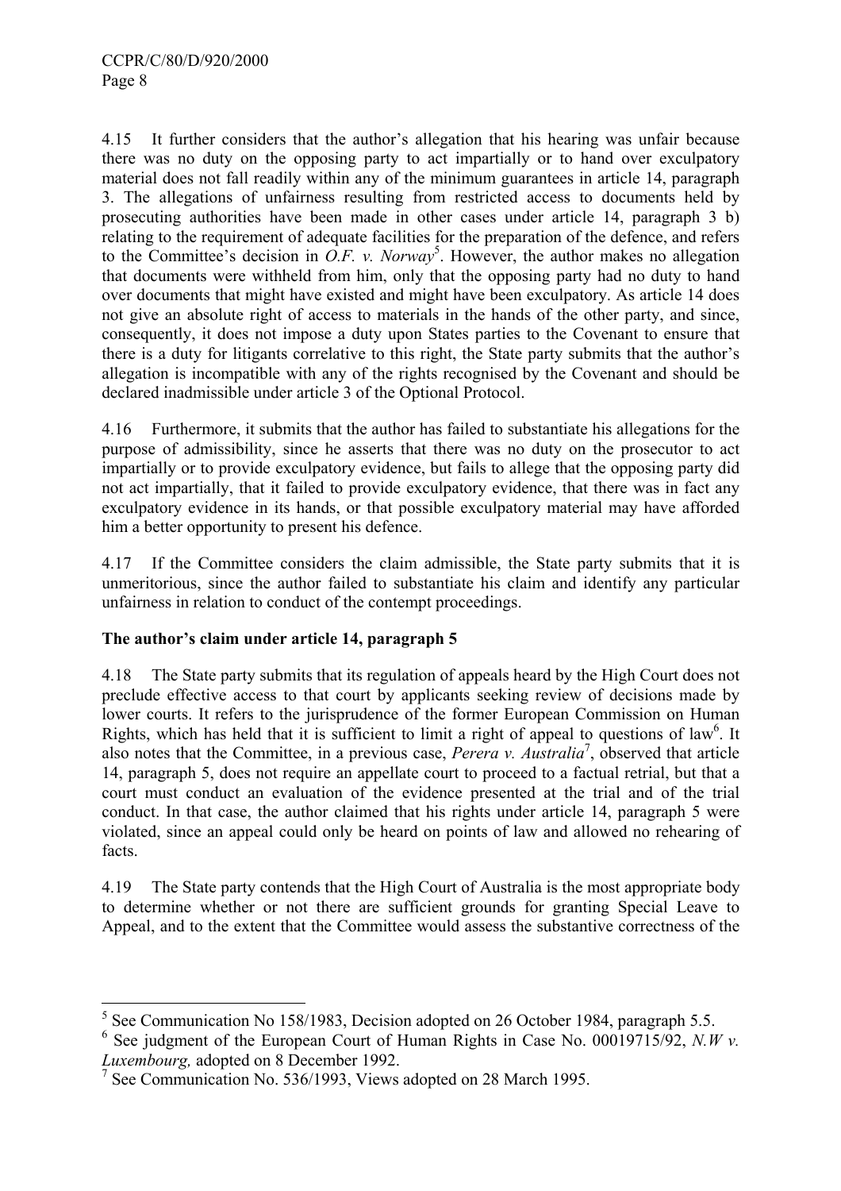4.15 It further considers that the author's allegation that his hearing was unfair because there was no duty on the opposing party to act impartially or to hand over exculpatory material does not fall readily within any of the minimum guarantees in article 14, paragraph 3. The allegations of unfairness resulting from restricted access to documents held by prosecuting authorities have been made in other cases under article 14, paragraph 3 b) relating to the requirement of adequate facilities for the preparation of the defence, and refers to the Committee's decision in *O.F. v. Norway*[5]. However, the author makes no allegation that documents were withheld from him, only that the opposing party had no duty to hand over documents that might have existed and might have been exculpatory. As article 14 does not give an absolute right of access to materials in the hands of the other party, and since, consequently, it does not impose a duty upon States parties to the Covenant to ensure that there is a duty for litigants correlative to this right, the State party submits that the author's allegation is incompatible with any of the rights recognised by the Covenant and should be declared inadmissible under article 3 of the Optional Protocol.

4.16 Furthermore, it submits that the author has failed to substantiate his allegations for the purpose of admissibility, since he asserts that there was no duty on the prosecutor to act impartially or to provide exculpatory evidence, but fails to allege that the opposing party did not act impartially, that it failed to provide exculpatory evidence, that there was in fact any exculpatory evidence in its hands, or that possible exculpatory material may have afforded him a better opportunity to present his defence.

4.17 If the Committee considers the claim admissible, the State party submits that it is unmeritorious, since the author failed to substantiate his claim and identify any particular unfairness in relation to conduct of the contempt proceedings.

**The author's claim under article 14, paragraph 5**

4.18 The State party submits that its regulation of appeals heard by the High Court does not preclude effective access to that court by applicants seeking review of decisions made by lower courts. It refers to the jurisprudence of the former European Commission on Human Rights, which has held that it is sufficient to limit a right of appeal to questions of law[6]. It also notes that the Committee, in a previous case, *Perera v. Australia*[7], observed that article 14, paragraph 5, does not require an appellate court to proceed to a factual retrial, but that a court must conduct an evaluation of the evidence presented at the trial and of the trial conduct. In that case, the author claimed that his rights under article 14, paragraph 5 were violated, since an appeal could only be heard on points of law and allowed no rehearing of facts.

4.19 The State party contends that the High Court of Australia is the most appropriate body to determine whether or not there are sufficient grounds for granting Special Leave to Appeal, and to the extent that the Committee would assess the substantive correctness of the

---

[5] See Communication No 158/1983, Decision adopted on 26 October 1984, paragraph 5.5.

[6] See judgment of the European Court of Human Rights in Case No. 00019715/92, *N.W v. Luxembourg,* adopted on 8 December 1992.

[7] See Communication No. 536/1993, Views adopted on 28 March 1995.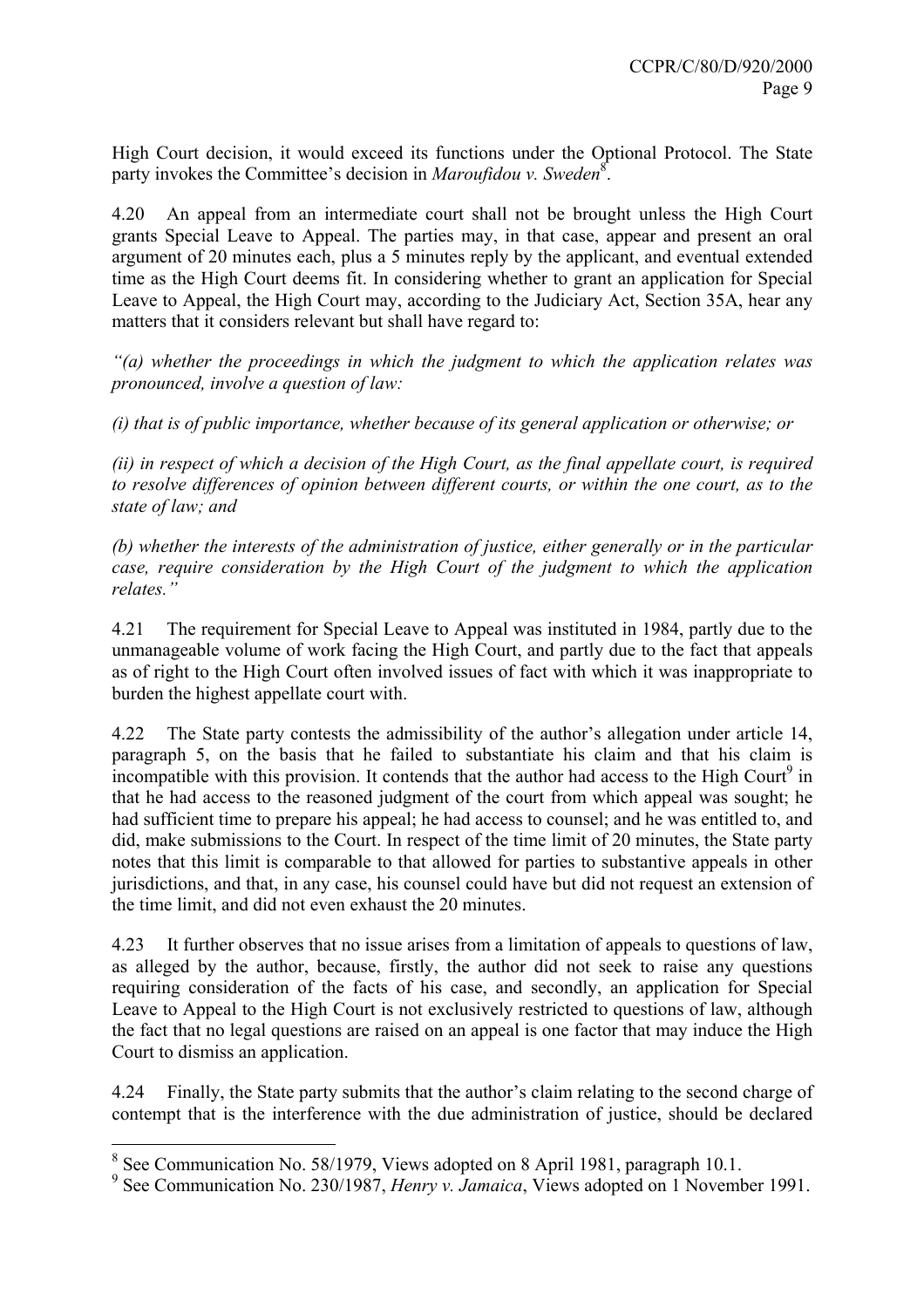High Court decision, it would exceed its functions under the Optional Protocol. The State party invokes the Committee's decision in *Maroufidou v. Sweden*[8].

4.20 An appeal from an intermediate court shall not be brought unless the High Court grants Special Leave to Appeal. The parties may, in that case, appear and present an oral argument of 20 minutes each, plus a 5 minutes reply by the applicant, and eventual extended time as the High Court deems fit. In considering whether to grant an application for Special Leave to Appeal, the High Court may, according to the Judiciary Act, Section 35A, hear any matters that it considers relevant but shall have regard to:

*"(a) whether the proceedings in which the judgment to which the application relates was pronounced, involve a question of law:*

*(i) that is of public importance, whether because of its general application or otherwise; or*

*(ii) in respect of which a decision of the High Court, as the final appellate court, is required to resolve differences of opinion between different courts, or within the one court, as to the state of law; and*

*(b) whether the interests of the administration of justice, either generally or in the particular case, require consideration by the High Court of the judgment to which the application relates."*

4.21 The requirement for Special Leave to Appeal was instituted in 1984, partly due to the unmanageable volume of work facing the High Court, and partly due to the fact that appeals as of right to the High Court often involved issues of fact with which it was inappropriate to burden the highest appellate court with.

4.22 The State party contests the admissibility of the author's allegation under article 14, paragraph 5, on the basis that he failed to substantiate his claim and that his claim is incompatible with this provision. It contends that the author had access to the High Court[9] in that he had access to the reasoned judgment of the court from which appeal was sought; he had sufficient time to prepare his appeal; he had access to counsel; and he was entitled to, and did, make submissions to the Court. In respect of the time limit of 20 minutes, the State party notes that this limit is comparable to that allowed for parties to substantive appeals in other jurisdictions, and that, in any case, his counsel could have but did not request an extension of the time limit, and did not even exhaust the 20 minutes.

4.23 It further observes that no issue arises from a limitation of appeals to questions of law, as alleged by the author, because, firstly, the author did not seek to raise any questions requiring consideration of the facts of his case, and secondly, an application for Special Leave to Appeal to the High Court is not exclusively restricted to questions of law, although the fact that no legal questions are raised on an appeal is one factor that may induce the High Court to dismiss an application.

4.24 Finally, the State party submits that the author's claim relating to the second charge of contempt that is the interference with the due administration of justice, should be declared

---

[8] See Communication No. 58/1979, Views adopted on 8 April 1981, paragraph 10.1.

[9] See Communication No. 230/1987, *Henry v. Jamaica*, Views adopted on 1 November 1991.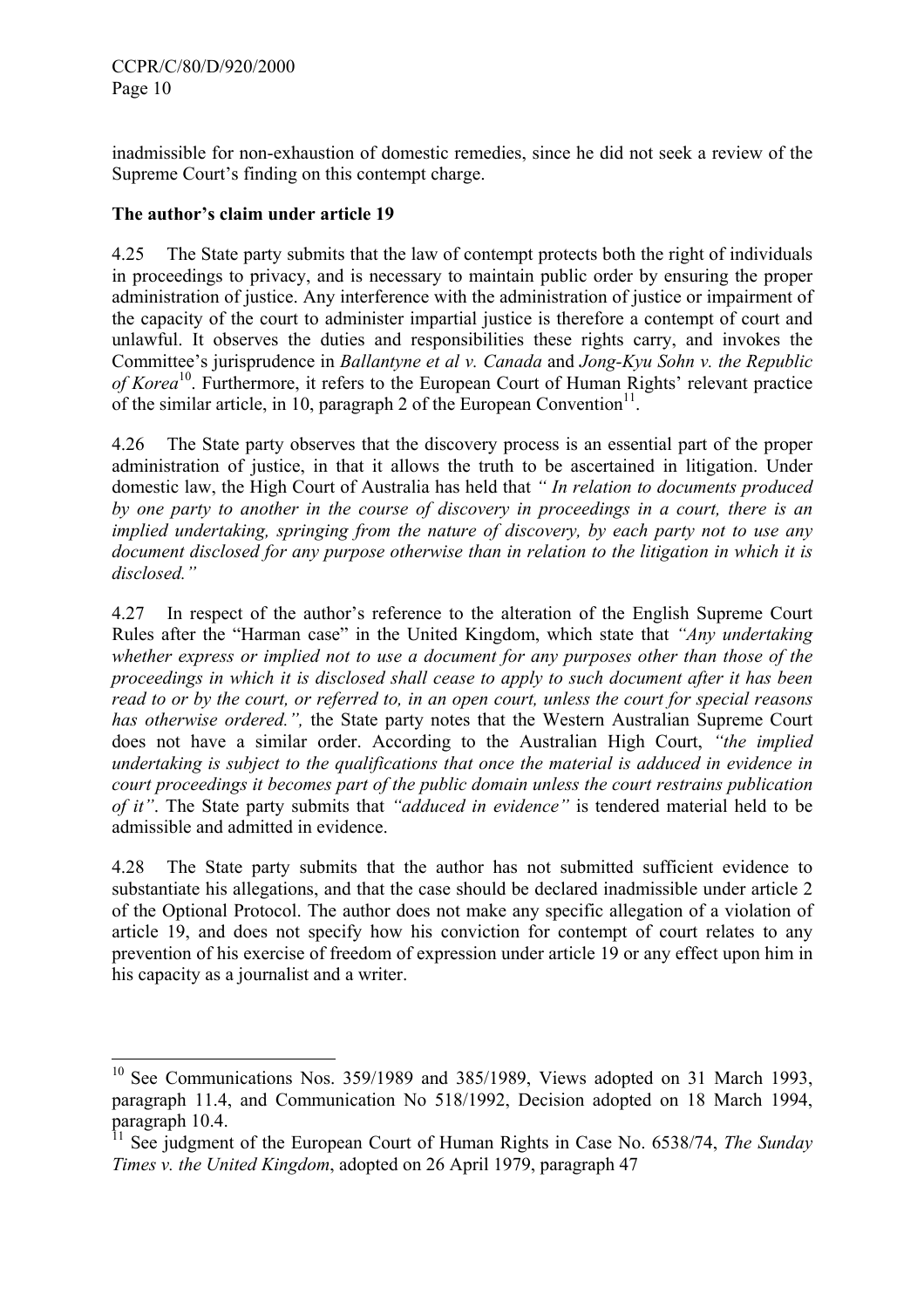inadmissible for non-exhaustion of domestic remedies, since he did not seek a review of the Supreme Court's finding on this contempt charge.

**The author's claim under article 19**

4.25 The State party submits that the law of contempt protects both the right of individuals in proceedings to privacy, and is necessary to maintain public order by ensuring the proper administration of justice. Any interference with the administration of justice or impairment of the capacity of the court to administer impartial justice is therefore a contempt of court and unlawful. It observes the duties and responsibilities these rights carry, and invokes the Committee's jurisprudence in *Ballantyne et al v. Canada* and *Jong-Kyu Sohn v. the Republic of Korea*[10]. Furthermore, it refers to the European Court of Human Rights' relevant practice of the similar article, in 10, paragraph 2 of the European Convention[11].

4.26 The State party observes that the discovery process is an essential part of the proper administration of justice, in that it allows the truth to be ascertained in litigation. Under domestic law, the High Court of Australia has held that *" In relation to documents produced by one party to another in the course of discovery in proceedings in a court, there is an implied undertaking, springing from the nature of discovery, by each party not to use any document disclosed for any purpose otherwise than in relation to the litigation in which it is disclosed."*

4.27 In respect of the author's reference to the alteration of the English Supreme Court Rules after the "Harman case" in the United Kingdom, which state that *"Any undertaking whether express or implied not to use a document for any purposes other than those of the proceedings in which it is disclosed shall cease to apply to such document after it has been read to or by the court, or referred to, in an open court, unless the court for special reasons has otherwise ordered.",* the State party notes that the Western Australian Supreme Court does not have a similar order. According to the Australian High Court, *"the implied undertaking is subject to the qualifications that once the material is adduced in evidence in court proceedings it becomes part of the public domain unless the court restrains publication of it"*. The State party submits that *"adduced in evidence"* is tendered material held to be admissible and admitted in evidence.

4.28 The State party submits that the author has not submitted sufficient evidence to substantiate his allegations, and that the case should be declared inadmissible under article 2 of the Optional Protocol. The author does not make any specific allegation of a violation of article 19, and does not specify how his conviction for contempt of court relates to any prevention of his exercise of freedom of expression under article 19 or any effect upon him in his capacity as a journalist and a writer.

---

[10] See Communications Nos. 359/1989 and 385/1989, Views adopted on 31 March 1993, paragraph 11.4, and Communication No 518/1992, Decision adopted on 18 March 1994, paragraph 10.4.

[11] See judgment of the European Court of Human Rights in Case No. 6538/74, *The Sunday Times v. the United Kingdom*, adopted on 26 April 1979, paragraph 47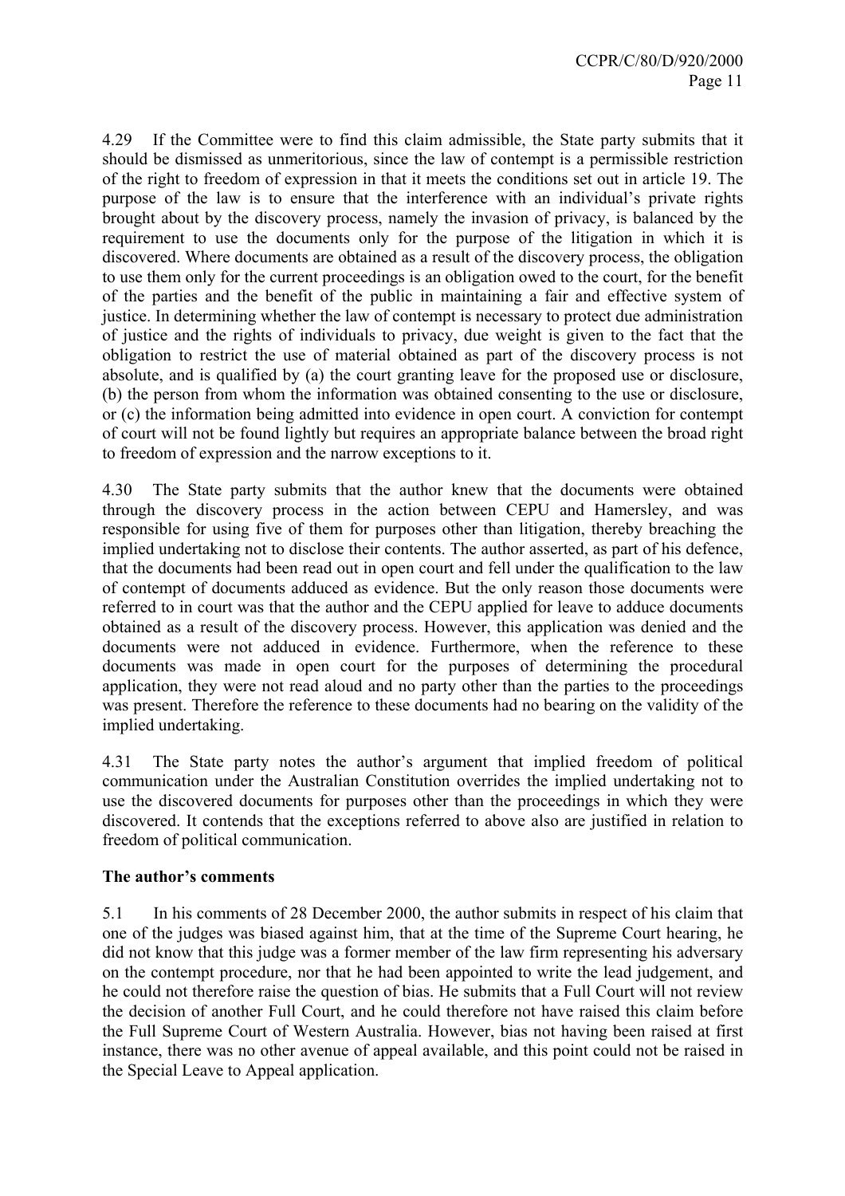4.29 If the Committee were to find this claim admissible, the State party submits that it should be dismissed as unmeritorious, since the law of contempt is a permissible restriction of the right to freedom of expression in that it meets the conditions set out in article 19. The purpose of the law is to ensure that the interference with an individual's private rights brought about by the discovery process, namely the invasion of privacy, is balanced by the requirement to use the documents only for the purpose of the litigation in which it is discovered. Where documents are obtained as a result of the discovery process, the obligation to use them only for the current proceedings is an obligation owed to the court, for the benefit of the parties and the benefit of the public in maintaining a fair and effective system of justice. In determining whether the law of contempt is necessary to protect due administration of justice and the rights of individuals to privacy, due weight is given to the fact that the obligation to restrict the use of material obtained as part of the discovery process is not absolute, and is qualified by (a) the court granting leave for the proposed use or disclosure, (b) the person from whom the information was obtained consenting to the use or disclosure, or (c) the information being admitted into evidence in open court. A conviction for contempt of court will not be found lightly but requires an appropriate balance between the broad right to freedom of expression and the narrow exceptions to it.

4.30 The State party submits that the author knew that the documents were obtained through the discovery process in the action between CEPU and Hamersley, and was responsible for using five of them for purposes other than litigation, thereby breaching the implied undertaking not to disclose their contents. The author asserted, as part of his defence, that the documents had been read out in open court and fell under the qualification to the law of contempt of documents adduced as evidence. But the only reason those documents were referred to in court was that the author and the CEPU applied for leave to adduce documents obtained as a result of the discovery process. However, this application was denied and the documents were not adduced in evidence. Furthermore, when the reference to these documents was made in open court for the purposes of determining the procedural application, they were not read aloud and no party other than the parties to the proceedings was present. Therefore the reference to these documents had no bearing on the validity of the implied undertaking.

4.31 The State party notes the author's argument that implied freedom of political communication under the Australian Constitution overrides the implied undertaking not to use the discovered documents for purposes other than the proceedings in which they were discovered. It contends that the exceptions referred to above also are justified in relation to freedom of political communication.

**The author's comments**

5.1 In his comments of 28 December 2000, the author submits in respect of his claim that one of the judges was biased against him, that at the time of the Supreme Court hearing, he did not know that this judge was a former member of the law firm representing his adversary on the contempt procedure, nor that he had been appointed to write the lead judgement, and he could not therefore raise the question of bias. He submits that a Full Court will not review the decision of another Full Court, and he could therefore not have raised this claim before the Full Supreme Court of Western Australia. However, bias not having been raised at first instance, there was no other avenue of appeal available, and this point could not be raised in the Special Leave to Appeal application.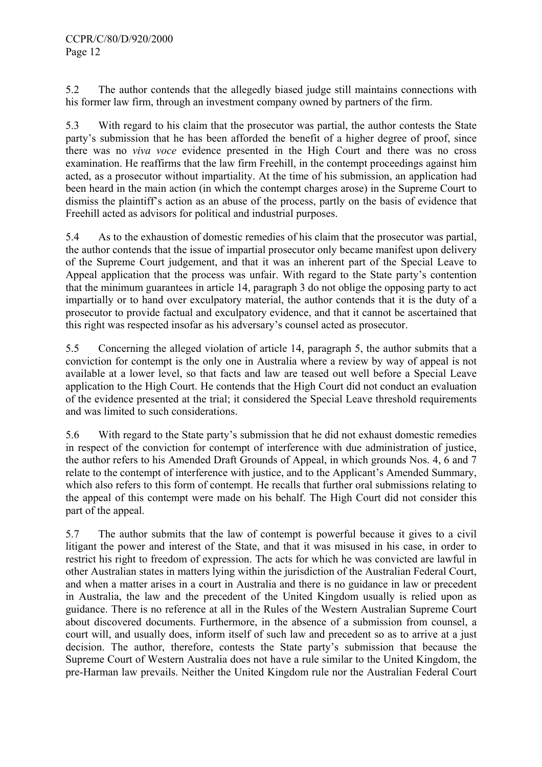5.2 The author contends that the allegedly biased judge still maintains connections with his former law firm, through an investment company owned by partners of the firm.

5.3 With regard to his claim that the prosecutor was partial, the author contests the State party's submission that he has been afforded the benefit of a higher degree of proof, since there was no *viva voce* evidence presented in the High Court and there was no cross examination. He reaffirms that the law firm Freehill, in the contempt proceedings against him acted, as a prosecutor without impartiality. At the time of his submission, an application had been heard in the main action (in which the contempt charges arose) in the Supreme Court to dismiss the plaintiff's action as an abuse of the process, partly on the basis of evidence that Freehill acted as advisors for political and industrial purposes.

5.4 As to the exhaustion of domestic remedies of his claim that the prosecutor was partial, the author contends that the issue of impartial prosecutor only became manifest upon delivery of the Supreme Court judgement, and that it was an inherent part of the Special Leave to Appeal application that the process was unfair. With regard to the State party's contention that the minimum guarantees in article 14, paragraph 3 do not oblige the opposing party to act impartially or to hand over exculpatory material, the author contends that it is the duty of a prosecutor to provide factual and exculpatory evidence, and that it cannot be ascertained that this right was respected insofar as his adversary's counsel acted as prosecutor.

5.5 Concerning the alleged violation of article 14, paragraph 5, the author submits that a conviction for contempt is the only one in Australia where a review by way of appeal is not available at a lower level, so that facts and law are teased out well before a Special Leave application to the High Court. He contends that the High Court did not conduct an evaluation of the evidence presented at the trial; it considered the Special Leave threshold requirements and was limited to such considerations.

5.6 With regard to the State party's submission that he did not exhaust domestic remedies in respect of the conviction for contempt of interference with due administration of justice, the author refers to his Amended Draft Grounds of Appeal, in which grounds Nos. 4, 6 and 7 relate to the contempt of interference with justice, and to the Applicant's Amended Summary, which also refers to this form of contempt. He recalls that further oral submissions relating to the appeal of this contempt were made on his behalf. The High Court did not consider this part of the appeal.

5.7 The author submits that the law of contempt is powerful because it gives to a civil litigant the power and interest of the State, and that it was misused in his case, in order to restrict his right to freedom of expression. The acts for which he was convicted are lawful in other Australian states in matters lying within the jurisdiction of the Australian Federal Court, and when a matter arises in a court in Australia and there is no guidance in law or precedent in Australia, the law and the precedent of the United Kingdom usually is relied upon as guidance. There is no reference at all in the Rules of the Western Australian Supreme Court about discovered documents. Furthermore, in the absence of a submission from counsel, a court will, and usually does, inform itself of such law and precedent so as to arrive at a just decision. The author, therefore, contests the State party's submission that because the Supreme Court of Western Australia does not have a rule similar to the United Kingdom, the pre-Harman law prevails. Neither the United Kingdom rule nor the Australian Federal Court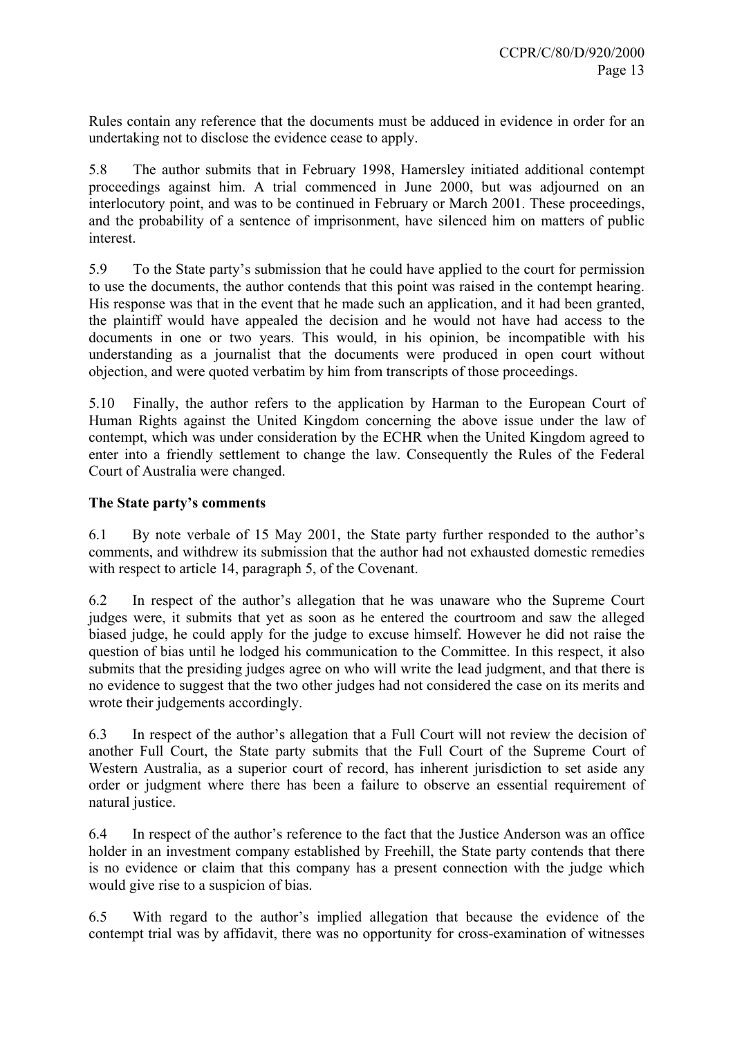Rules contain any reference that the documents must be adduced in evidence in order for an undertaking not to disclose the evidence cease to apply.

5.8 The author submits that in February 1998, Hamersley initiated additional contempt proceedings against him. A trial commenced in June 2000, but was adjourned on an interlocutory point, and was to be continued in February or March 2001. These proceedings, and the probability of a sentence of imprisonment, have silenced him on matters of public interest.

5.9 To the State party's submission that he could have applied to the court for permission to use the documents, the author contends that this point was raised in the contempt hearing. His response was that in the event that he made such an application, and it had been granted, the plaintiff would have appealed the decision and he would not have had access to the documents in one or two years. This would, in his opinion, be incompatible with his understanding as a journalist that the documents were produced in open court without objection, and were quoted verbatim by him from transcripts of those proceedings.

5.10 Finally, the author refers to the application by Harman to the European Court of Human Rights against the United Kingdom concerning the above issue under the law of contempt, which was under consideration by the ECHR when the United Kingdom agreed to enter into a friendly settlement to change the law. Consequently the Rules of the Federal Court of Australia were changed.

**The State party's comments**

6.1 By note verbale of 15 May 2001, the State party further responded to the author's comments, and withdrew its submission that the author had not exhausted domestic remedies with respect to article 14, paragraph 5, of the Covenant.

6.2 In respect of the author's allegation that he was unaware who the Supreme Court judges were, it submits that yet as soon as he entered the courtroom and saw the alleged biased judge, he could apply for the judge to excuse himself. However he did not raise the question of bias until he lodged his communication to the Committee. In this respect, it also submits that the presiding judges agree on who will write the lead judgment, and that there is no evidence to suggest that the two other judges had not considered the case on its merits and wrote their judgements accordingly.

6.3 In respect of the author's allegation that a Full Court will not review the decision of another Full Court, the State party submits that the Full Court of the Supreme Court of Western Australia, as a superior court of record, has inherent jurisdiction to set aside any order or judgment where there has been a failure to observe an essential requirement of natural justice.

6.4 In respect of the author's reference to the fact that the Justice Anderson was an office holder in an investment company established by Freehill, the State party contends that there is no evidence or claim that this company has a present connection with the judge which would give rise to a suspicion of bias.

6.5 With regard to the author's implied allegation that because the evidence of the contempt trial was by affidavit, there was no opportunity for cross-examination of witnesses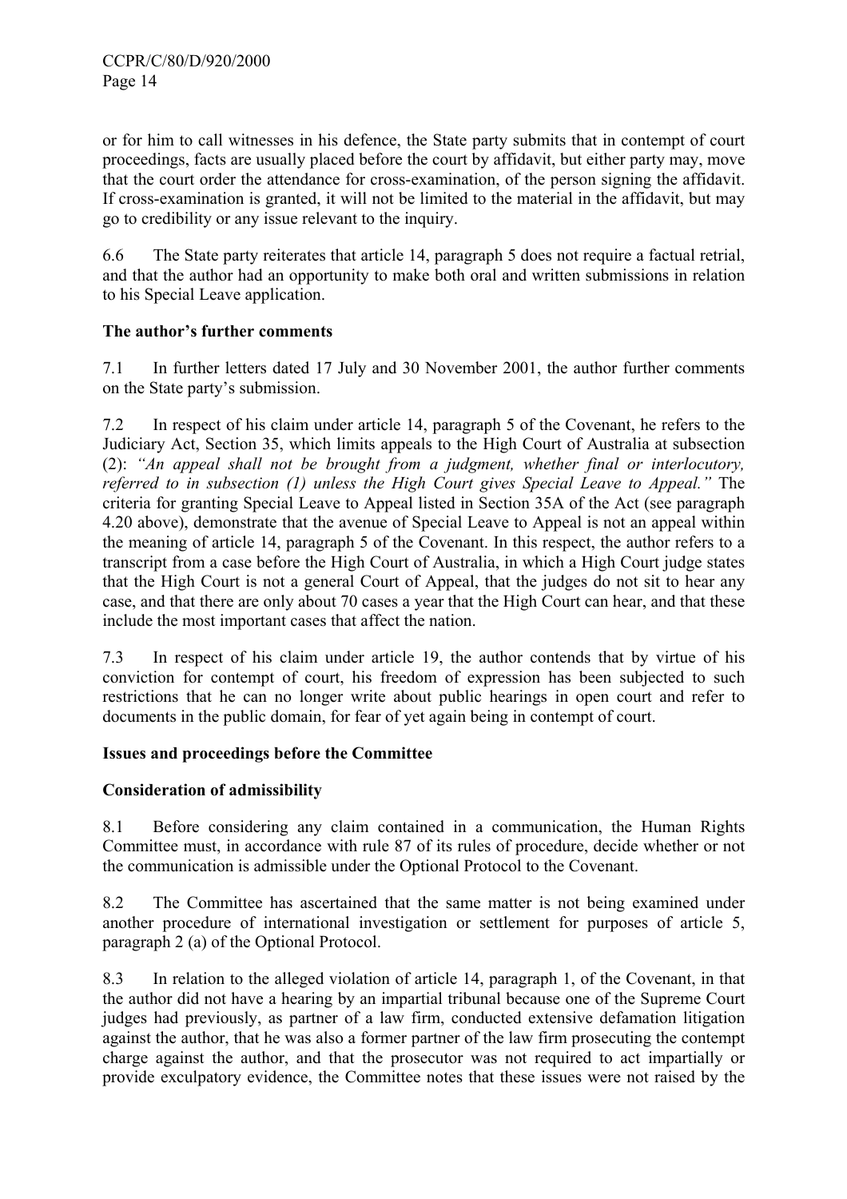or for him to call witnesses in his defence, the State party submits that in contempt of court proceedings, facts are usually placed before the court by affidavit, but either party may, move that the court order the attendance for cross-examination, of the person signing the affidavit. If cross-examination is granted, it will not be limited to the material in the affidavit, but may go to credibility or any issue relevant to the inquiry.

6.6 The State party reiterates that article 14, paragraph 5 does not require a factual retrial, and that the author had an opportunity to make both oral and written submissions in relation to his Special Leave application.

**The author's further comments**

7.1 In further letters dated 17 July and 30 November 2001, the author further comments on the State party's submission.

7.2 In respect of his claim under article 14, paragraph 5 of the Covenant, he refers to the Judiciary Act, Section 35, which limits appeals to the High Court of Australia at subsection (2): *"An appeal shall not be brought from a judgment, whether final or interlocutory, referred to in subsection (1) unless the High Court gives Special Leave to Appeal."* The criteria for granting Special Leave to Appeal listed in Section 35A of the Act (see paragraph 4.20 above), demonstrate that the avenue of Special Leave to Appeal is not an appeal within the meaning of article 14, paragraph 5 of the Covenant. In this respect, the author refers to a transcript from a case before the High Court of Australia, in which a High Court judge states that the High Court is not a general Court of Appeal, that the judges do not sit to hear any case, and that there are only about 70 cases a year that the High Court can hear, and that these include the most important cases that affect the nation.

7.3 In respect of his claim under article 19, the author contends that by virtue of his conviction for contempt of court, his freedom of expression has been subjected to such restrictions that he can no longer write about public hearings in open court and refer to documents in the public domain, for fear of yet again being in contempt of court.

**Issues and proceedings before the Committee**

**Consideration of admissibility**

8.1 Before considering any claim contained in a communication, the Human Rights Committee must, in accordance with rule 87 of its rules of procedure, decide whether or not the communication is admissible under the Optional Protocol to the Covenant.

8.2 The Committee has ascertained that the same matter is not being examined under another procedure of international investigation or settlement for purposes of article 5, paragraph 2 (a) of the Optional Protocol.

8.3 In relation to the alleged violation of article 14, paragraph 1, of the Covenant, in that the author did not have a hearing by an impartial tribunal because one of the Supreme Court judges had previously, as partner of a law firm, conducted extensive defamation litigation against the author, that he was also a former partner of the law firm prosecuting the contempt charge against the author, and that the prosecutor was not required to act impartially or provide exculpatory evidence, the Committee notes that these issues were not raised by the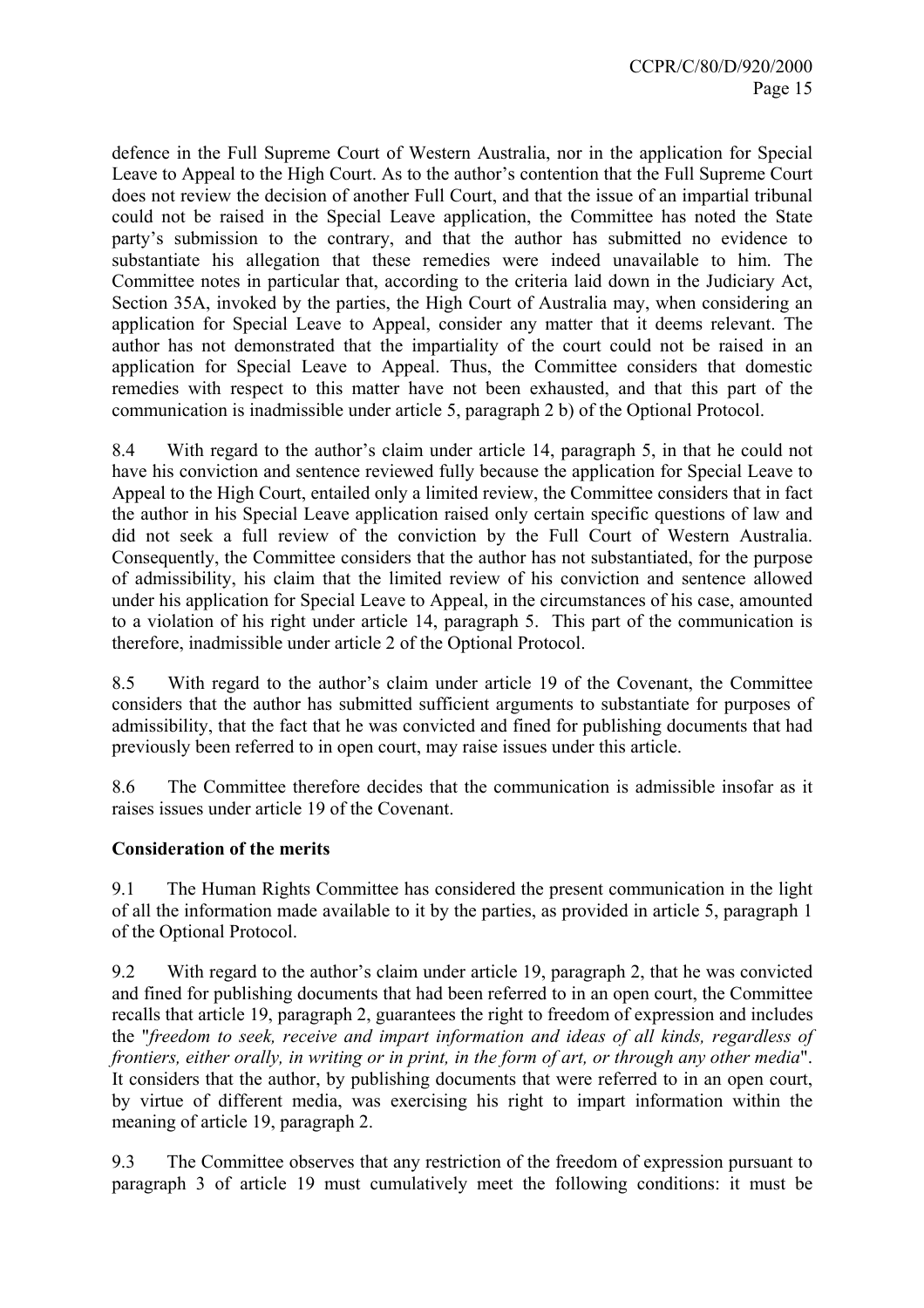defence in the Full Supreme Court of Western Australia, nor in the application for Special Leave to Appeal to the High Court. As to the author's contention that the Full Supreme Court does not review the decision of another Full Court, and that the issue of an impartial tribunal could not be raised in the Special Leave application, the Committee has noted the State party's submission to the contrary, and that the author has submitted no evidence to substantiate his allegation that these remedies were indeed unavailable to him. The Committee notes in particular that, according to the criteria laid down in the Judiciary Act, Section 35A, invoked by the parties, the High Court of Australia may, when considering an application for Special Leave to Appeal, consider any matter that it deems relevant. The author has not demonstrated that the impartiality of the court could not be raised in an application for Special Leave to Appeal. Thus, the Committee considers that domestic remedies with respect to this matter have not been exhausted, and that this part of the communication is inadmissible under article 5, paragraph 2 b) of the Optional Protocol.

8.4 With regard to the author's claim under article 14, paragraph 5, in that he could not have his conviction and sentence reviewed fully because the application for Special Leave to Appeal to the High Court, entailed only a limited review, the Committee considers that in fact the author in his Special Leave application raised only certain specific questions of law and did not seek a full review of the conviction by the Full Court of Western Australia. Consequently, the Committee considers that the author has not substantiated, for the purpose of admissibility, his claim that the limited review of his conviction and sentence allowed under his application for Special Leave to Appeal, in the circumstances of his case, amounted to a violation of his right under article 14, paragraph 5. This part of the communication is therefore, inadmissible under article 2 of the Optional Protocol.

8.5 With regard to the author's claim under article 19 of the Covenant, the Committee considers that the author has submitted sufficient arguments to substantiate for purposes of admissibility, that the fact that he was convicted and fined for publishing documents that had previously been referred to in open court, may raise issues under this article.

8.6 The Committee therefore decides that the communication is admissible insofar as it raises issues under article 19 of the Covenant.

**Consideration of the merits**

9.1 The Human Rights Committee has considered the present communication in the light of all the information made available to it by the parties, as provided in article 5, paragraph 1 of the Optional Protocol.

9.2 With regard to the author's claim under article 19, paragraph 2, that he was convicted and fined for publishing documents that had been referred to in an open court, the Committee recalls that article 19, paragraph 2, guarantees the right to freedom of expression and includes the "*freedom to seek, receive and impart information and ideas of all kinds, regardless of frontiers, either orally, in writing or in print, in the form of art, or through any other media*". It considers that the author, by publishing documents that were referred to in an open court, by virtue of different media, was exercising his right to impart information within the meaning of article 19, paragraph 2.

9.3 The Committee observes that any restriction of the freedom of expression pursuant to paragraph 3 of article 19 must cumulatively meet the following conditions: it must be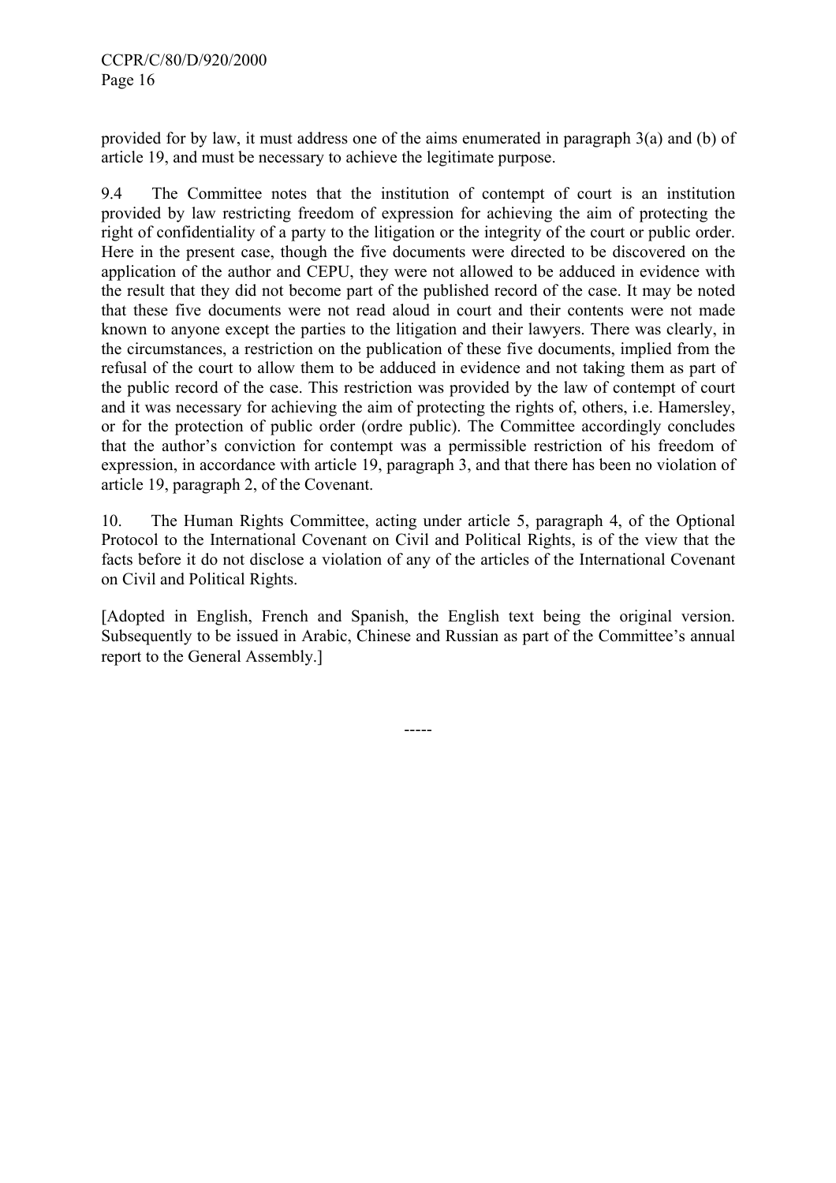provided for by law, it must address one of the aims enumerated in paragraph 3(a) and (b) of article 19, and must be necessary to achieve the legitimate purpose.

9.4 The Committee notes that the institution of contempt of court is an institution provided by law restricting freedom of expression for achieving the aim of protecting the right of confidentiality of a party to the litigation or the integrity of the court or public order. Here in the present case, though the five documents were directed to be discovered on the application of the author and CEPU, they were not allowed to be adduced in evidence with the result that they did not become part of the published record of the case. It may be noted that these five documents were not read aloud in court and their contents were not made known to anyone except the parties to the litigation and their lawyers. There was clearly, in the circumstances, a restriction on the publication of these five documents, implied from the refusal of the court to allow them to be adduced in evidence and not taking them as part of the public record of the case. This restriction was provided by the law of contempt of court and it was necessary for achieving the aim of protecting the rights of, others, i.e. Hamersley, or for the protection of public order (ordre public). The Committee accordingly concludes that the author's conviction for contempt was a permissible restriction of his freedom of expression, in accordance with article 19, paragraph 3, and that there has been no violation of article 19, paragraph 2, of the Covenant.

10. The Human Rights Committee, acting under article 5, paragraph 4, of the Optional Protocol to the International Covenant on Civil and Political Rights, is of the view that the facts before it do not disclose a violation of any of the articles of the International Covenant on Civil and Political Rights.

[Adopted in English, French and Spanish, the English text being the original version. Subsequently to be issued in Arabic, Chinese and Russian as part of the Committee's annual report to the General Assembly.]

-----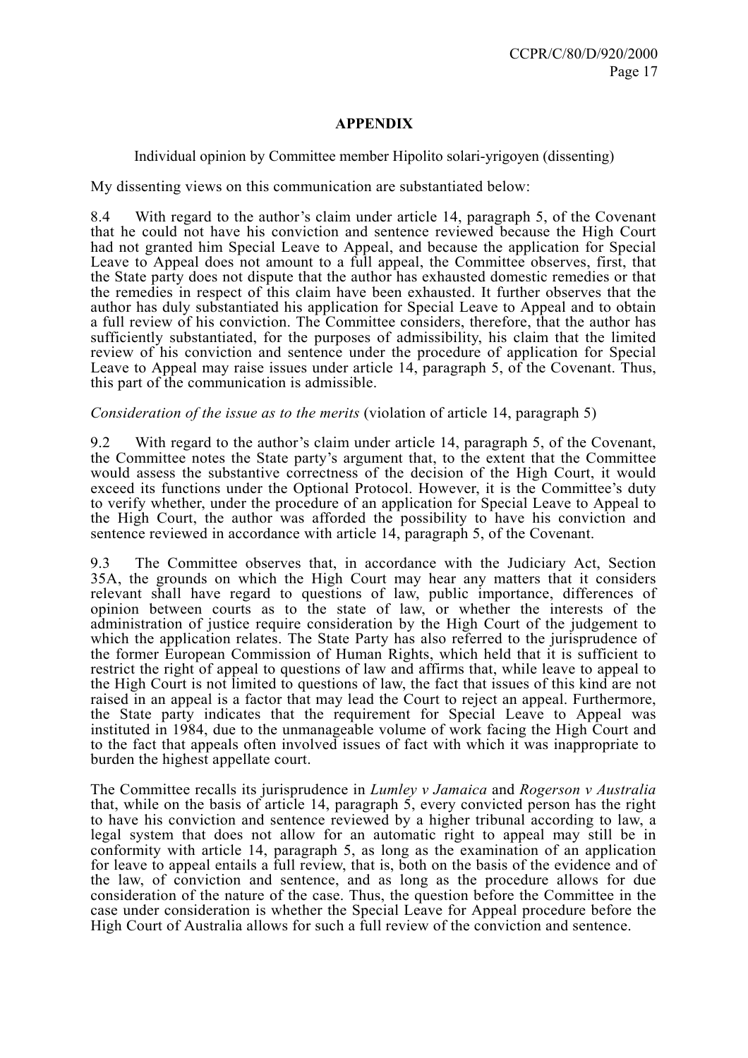**APPENDIX**

Individual opinion by Committee member Hipolito solari-yrigoyen (dissenting)

My dissenting views on this communication are substantiated below:

8.4 With regard to the author's claim under article 14, paragraph 5, of the Covenant that he could not have his conviction and sentence reviewed because the High Court had not granted him Special Leave to Appeal, and because the application for Special Leave to Appeal does not amount to a full appeal, the Committee observes, first, that the State party does not dispute that the author has exhausted domestic remedies or that the remedies in respect of this claim have been exhausted. It further observes that the author has duly substantiated his application for Special Leave to Appeal and to obtain a full review of his conviction. The Committee considers, therefore, that the author has sufficiently substantiated, for the purposes of admissibility, his claim that the limited review of his conviction and sentence under the procedure of application for Special Leave to Appeal may raise issues under article 14, paragraph 5, of the Covenant. Thus, this part of the communication is admissible.

*Consideration of the issue as to the merits* (violation of article 14, paragraph 5)

9.2 With regard to the author's claim under article 14, paragraph 5, of the Covenant, the Committee notes the State party's argument that, to the extent that the Committee would assess the substantive correctness of the decision of the High Court, it would exceed its functions under the Optional Protocol. However, it is the Committee's duty to verify whether, under the procedure of an application for Special Leave to Appeal to the High Court, the author was afforded the possibility to have his conviction and sentence reviewed in accordance with article 14, paragraph 5, of the Covenant.

9.3 The Committee observes that, in accordance with the Judiciary Act, Section 35A, the grounds on which the High Court may hear any matters that it considers relevant shall have regard to questions of law, public importance, differences of opinion between courts as to the state of law, or whether the interests of the administration of justice require consideration by the High Court of the judgement to which the application relates. The State Party has also referred to the jurisprudence of the former European Commission of Human Rights, which held that it is sufficient to restrict the right of appeal to questions of law and affirms that, while leave to appeal to the High Court is not limited to questions of law, the fact that issues of this kind are not raised in an appeal is a factor that may lead the Court to reject an appeal. Furthermore, the State party indicates that the requirement for Special Leave to Appeal was instituted in 1984, due to the unmanageable volume of work facing the High Court and to the fact that appeals often involved issues of fact with which it was inappropriate to burden the highest appellate court.

The Committee recalls its jurisprudence in *Lumley v Jamaica* and *Rogerson v Australia* that, while on the basis of article 14, paragraph 5, every convicted person has the right to have his conviction and sentence reviewed by a higher tribunal according to law, a legal system that does not allow for an automatic right to appeal may still be in conformity with article 14, paragraph 5, as long as the examination of an application for leave to appeal entails a full review, that is, both on the basis of the evidence and of the law, of conviction and sentence, and as long as the procedure allows for due consideration of the nature of the case. Thus, the question before the Committee in the case under consideration is whether the Special Leave for Appeal procedure before the High Court of Australia allows for such a full review of the conviction and sentence.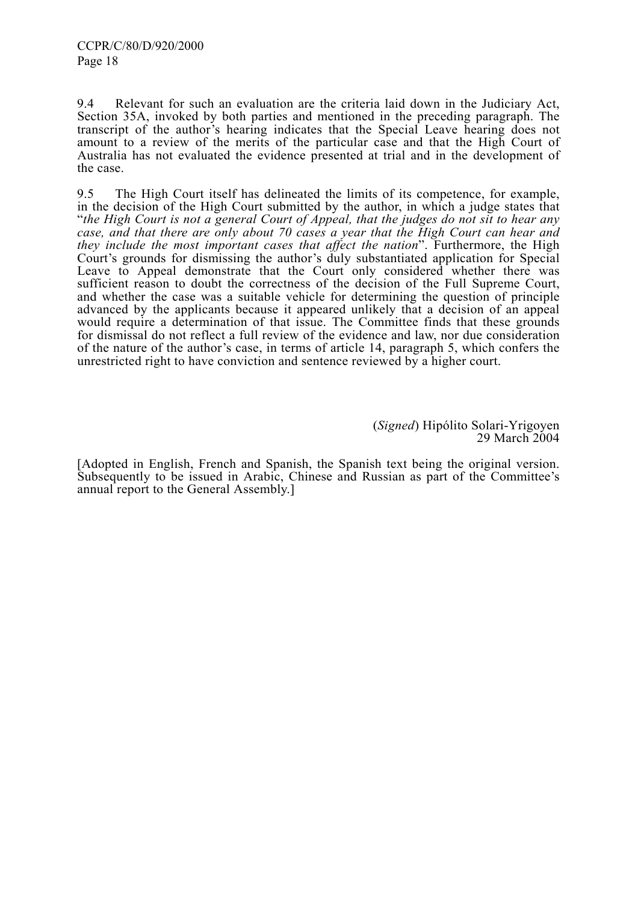9.4 Relevant for such an evaluation are the criteria laid down in the Judiciary Act, Section 35A, invoked by both parties and mentioned in the preceding paragraph. The transcript of the author's hearing indicates that the Special Leave hearing does not amount to a review of the merits of the particular case and that the High Court of Australia has not evaluated the evidence presented at trial and in the development of the case.

9.5 The High Court itself has delineated the limits of its competence, for example, in the decision of the High Court submitted by the author, in which a judge states that "*the High Court is not a general Court of Appeal, that the judges do not sit to hear any case, and that there are only about 70 cases a year that the High Court can hear and they include the most important cases that affect the nation*". Furthermore, the High Court's grounds for dismissing the author's duly substantiated application for Special Leave to Appeal demonstrate that the Court only considered whether there was sufficient reason to doubt the correctness of the decision of the Full Supreme Court, and whether the case was a suitable vehicle for determining the question of principle advanced by the applicants because it appeared unlikely that a decision of an appeal would require a determination of that issue. The Committee finds that these grounds for dismissal do not reflect a full review of the evidence and law, nor due consideration of the nature of the author's case, in terms of article 14, paragraph 5, which confers the unrestricted right to have conviction and sentence reviewed by a higher court.

(*Signed*) Hipólito Solari-Yrigoyen
29 March 2004

[Adopted in English, French and Spanish, the Spanish text being the original version. Subsequently to be issued in Arabic, Chinese and Russian as part of the Committee's annual report to the General Assembly.]